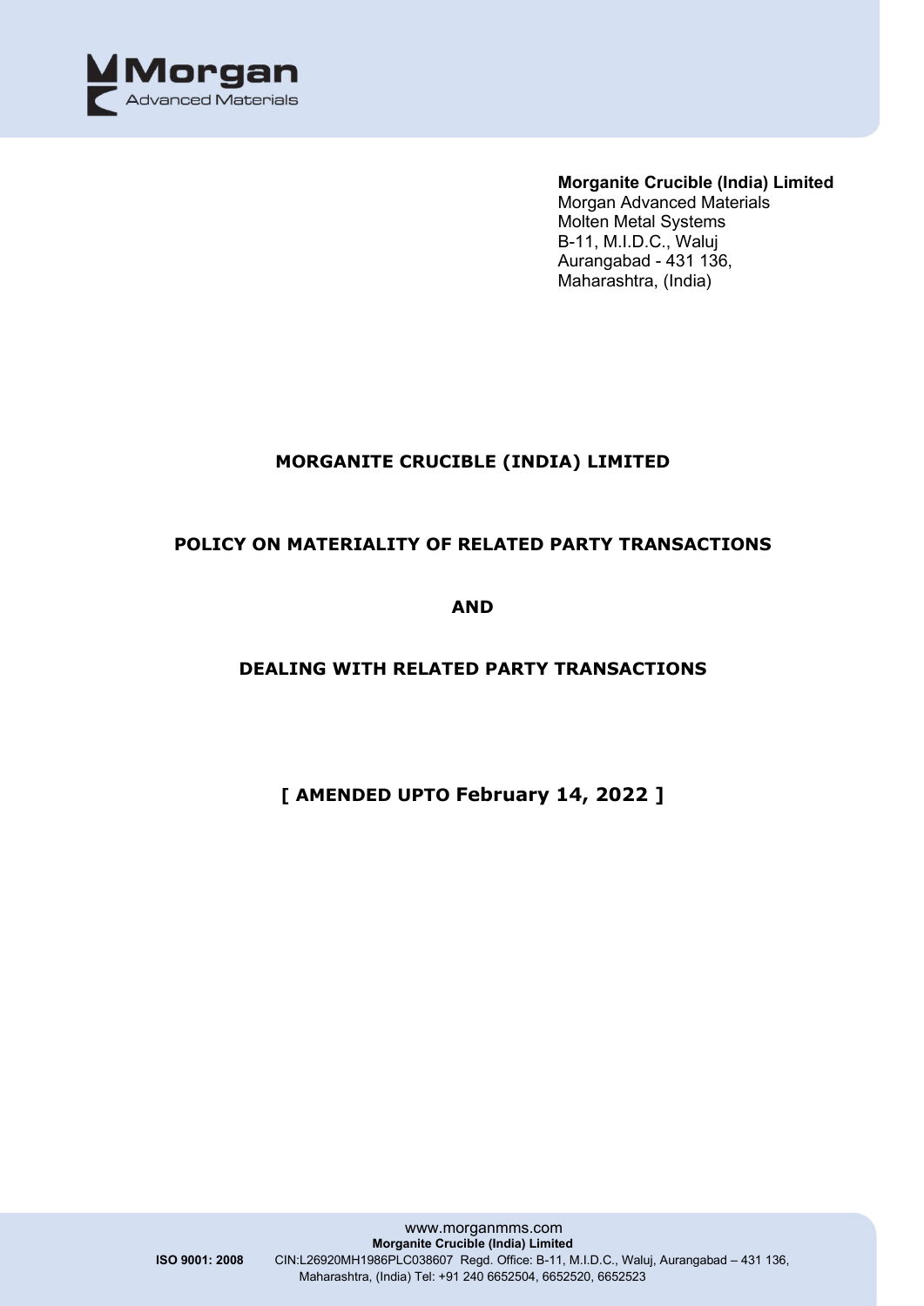**Morganite Crucible (India) Limited**
Morgan Advanced Materials
Molten Metal Systems
B-11, M.I.D.C., Waluj
Aurangabad - 431 136,
Maharashtra, (India)

# MORGANITE CRUCIBLE (INDIA) LIMITED

## POLICY ON MATERIALITY OF RELATED PARTY TRANSACTIONS

## AND

## DEALING WITH RELATED PARTY TRANSACTIONS

**[ AMENDED UPTO February 14, 2022 ]**

www.morganmms.com
**Morganite Crucible (India) Limited**
**ISO 9001: 2008** CIN:L26920MH1986PLC038607 Regd. Office: B-11, M.I.D.C., Waluj, Aurangabad – 431 136, Maharashtra, (India) Tel: +91 240 6652504, 6652520, 6652523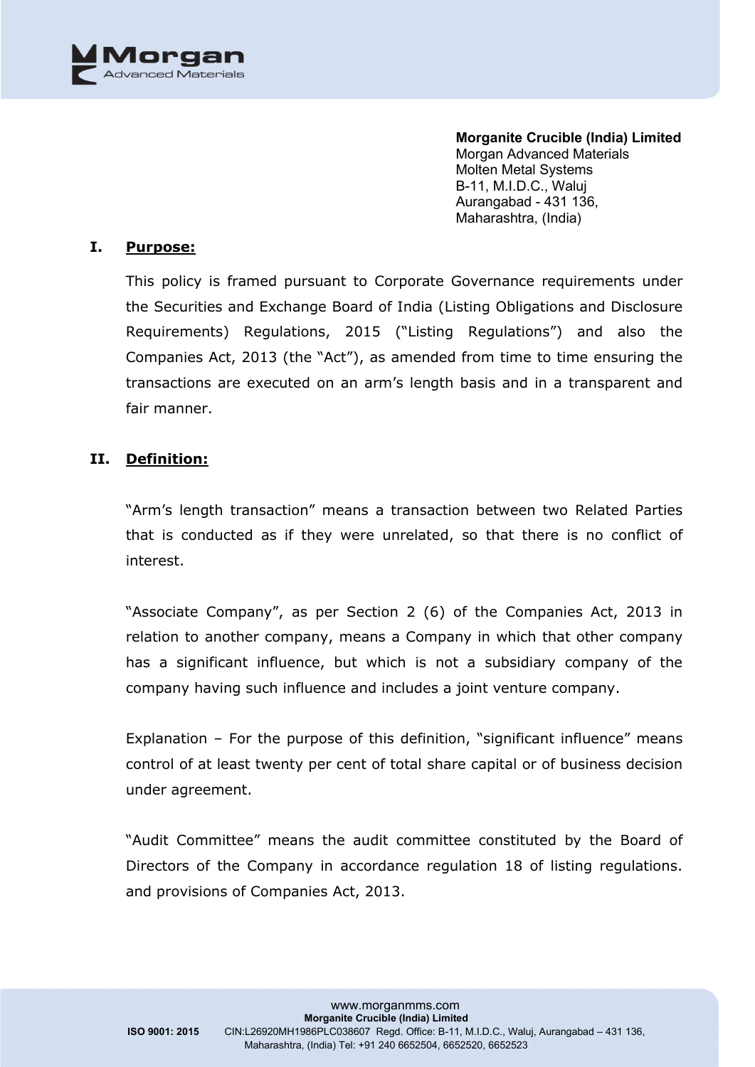**Morganite Crucible (India) Limited**
Morgan Advanced Materials
Molten Metal Systems
B-11, M.I.D.C., Waluj
Aurangabad - 431 136,
Maharashtra, (India)

## I. Purpose:

This policy is framed pursuant to Corporate Governance requirements under the Securities and Exchange Board of India (Listing Obligations and Disclosure Requirements) Regulations, 2015 ("Listing Regulations") and also the Companies Act, 2013 (the "Act"), as amended from time to time ensuring the transactions are executed on an arm's length basis and in a transparent and fair manner.

## II. Definition:

"Arm's length transaction" means a transaction between two Related Parties that is conducted as if they were unrelated, so that there is no conflict of interest.

"Associate Company", as per Section 2 (6) of the Companies Act, 2013 in relation to another company, means a Company in which that other company has a significant influence, but which is not a subsidiary company of the company having such influence and includes a joint venture company.

Explanation – For the purpose of this definition, "significant influence" means control of at least twenty per cent of total share capital or of business decision under agreement.

"Audit Committee" means the audit committee constituted by the Board of Directors of the Company in accordance regulation 18 of listing regulations. and provisions of Companies Act, 2013.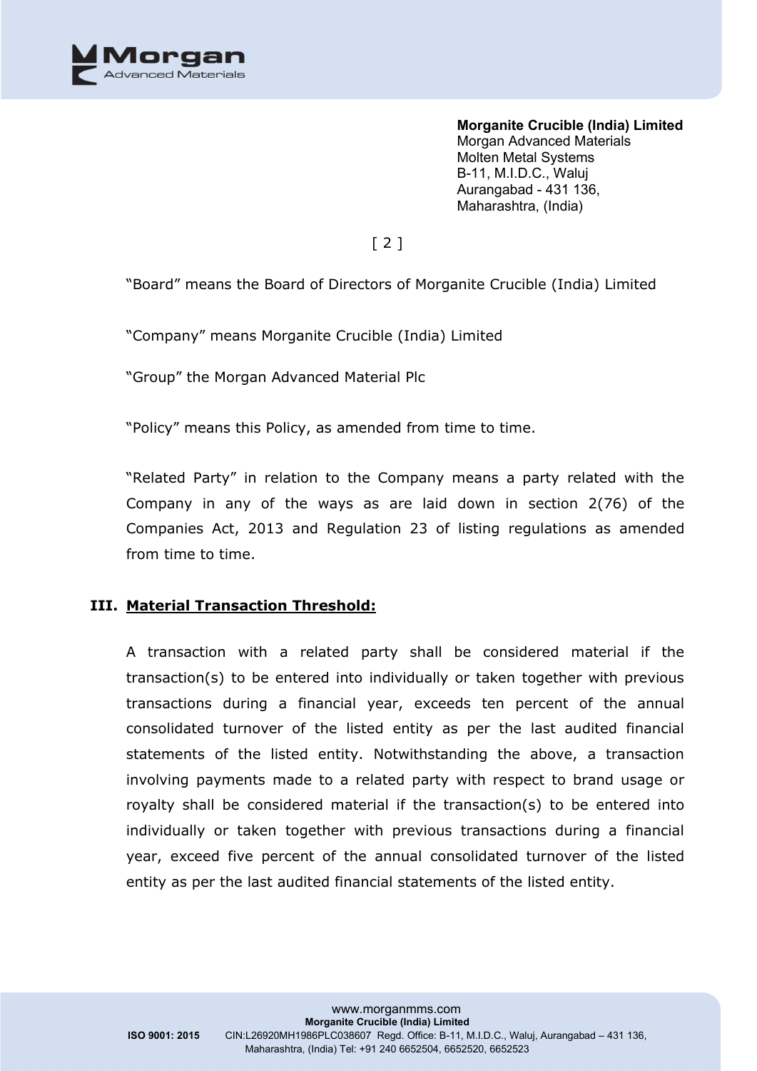"Board" means the Board of Directors of Morganite Crucible (India) Limited

"Company" means Morganite Crucible (India) Limited

"Group" the Morgan Advanced Material Plc

"Policy" means this Policy, as amended from time to time.

"Related Party" in relation to the Company means a party related with the Company in any of the ways as are laid down in section 2(76) of the Companies Act, 2013 and Regulation 23 of listing regulations as amended from time to time.

## III. Material Transaction Threshold:

A transaction with a related party shall be considered material if the transaction(s) to be entered into individually or taken together with previous transactions during a financial year, exceeds ten percent of the annual consolidated turnover of the listed entity as per the last audited financial statements of the listed entity. Notwithstanding the above, a transaction involving payments made to a related party with respect to brand usage or royalty shall be considered material if the transaction(s) to be entered into individually or taken together with previous transactions during a financial year, exceed five percent of the annual consolidated turnover of the listed entity as per the last audited financial statements of the listed entity.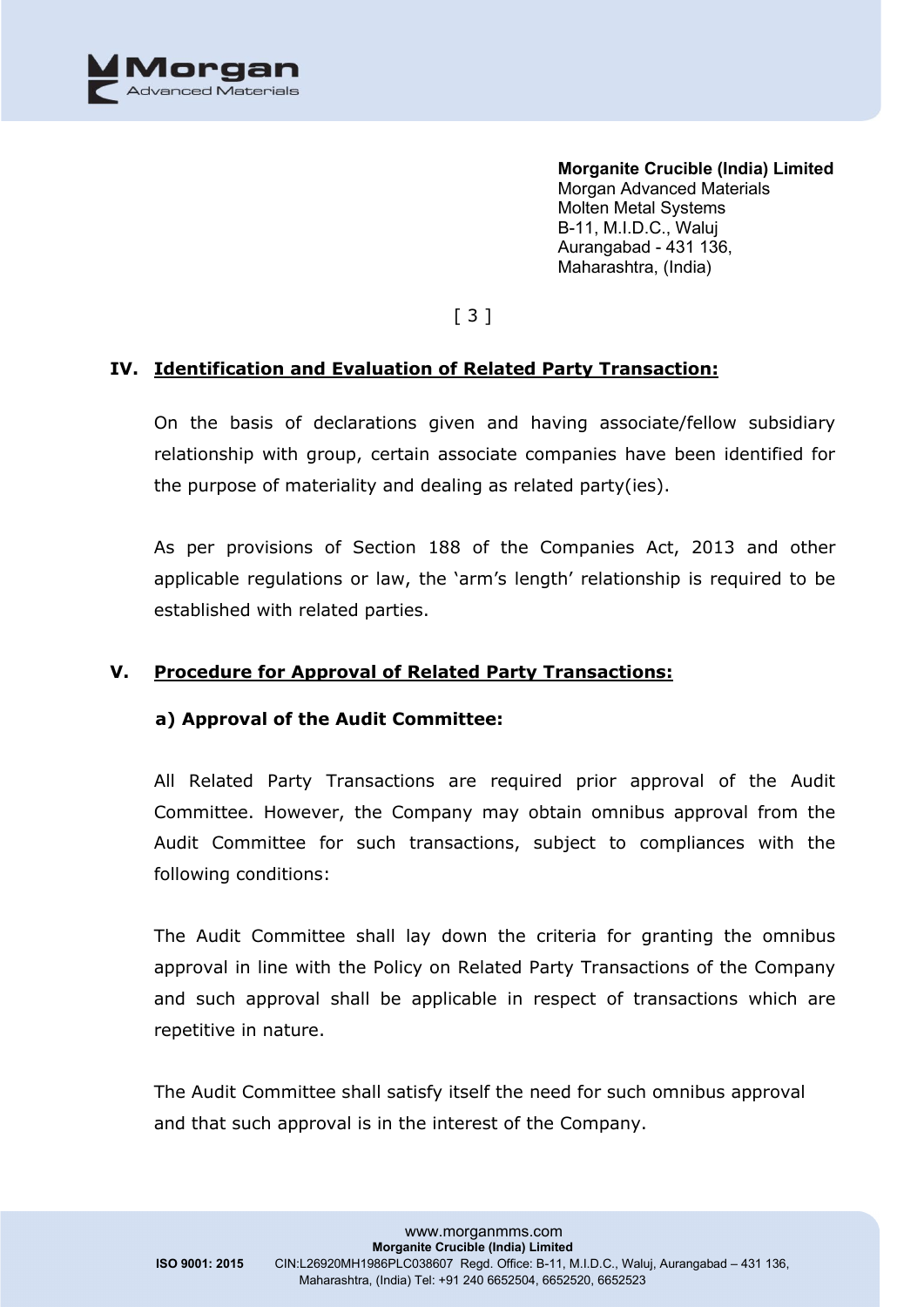## IV. Identification and Evaluation of Related Party Transaction:

On the basis of declarations given and having associate/fellow subsidiary relationship with group, certain associate companies have been identified for the purpose of materiality and dealing as related party(ies).

As per provisions of Section 188 of the Companies Act, 2013 and other applicable regulations or law, the 'arm's length' relationship is required to be established with related parties.

## V. Procedure for Approval of Related Party Transactions:

### a) Approval of the Audit Committee:

All Related Party Transactions are required prior approval of the Audit Committee. However, the Company may obtain omnibus approval from the Audit Committee for such transactions, subject to compliances with the following conditions:

The Audit Committee shall lay down the criteria for granting the omnibus approval in line with the Policy on Related Party Transactions of the Company and such approval shall be applicable in respect of transactions which are repetitive in nature.

The Audit Committee shall satisfy itself the need for such omnibus approval and that such approval is in the interest of the Company.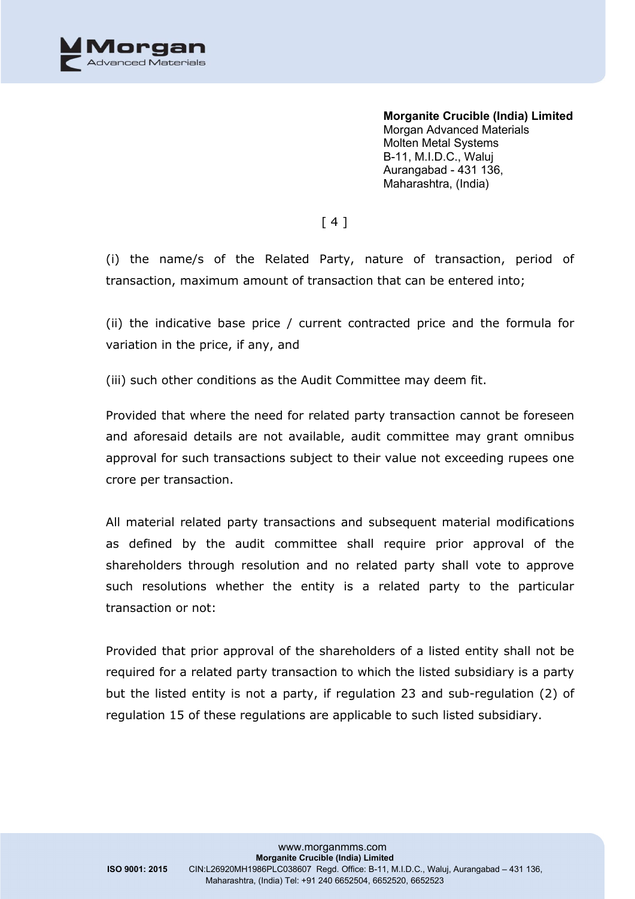(i) the name/s of the Related Party, nature of transaction, period of transaction, maximum amount of transaction that can be entered into;

(ii) the indicative base price / current contracted price and the formula for variation in the price, if any, and

(iii) such other conditions as the Audit Committee may deem fit.

Provided that where the need for related party transaction cannot be foreseen and aforesaid details are not available, audit committee may grant omnibus approval for such transactions subject to their value not exceeding rupees one crore per transaction.

All material related party transactions and subsequent material modifications as defined by the audit committee shall require prior approval of the shareholders through resolution and no related party shall vote to approve such resolutions whether the entity is a related party to the particular transaction or not:

Provided that prior approval of the shareholders of a listed entity shall not be required for a related party transaction to which the listed subsidiary is a party but the listed entity is not a party, if regulation 23 and sub-regulation (2) of regulation 15 of these regulations are applicable to such listed subsidiary.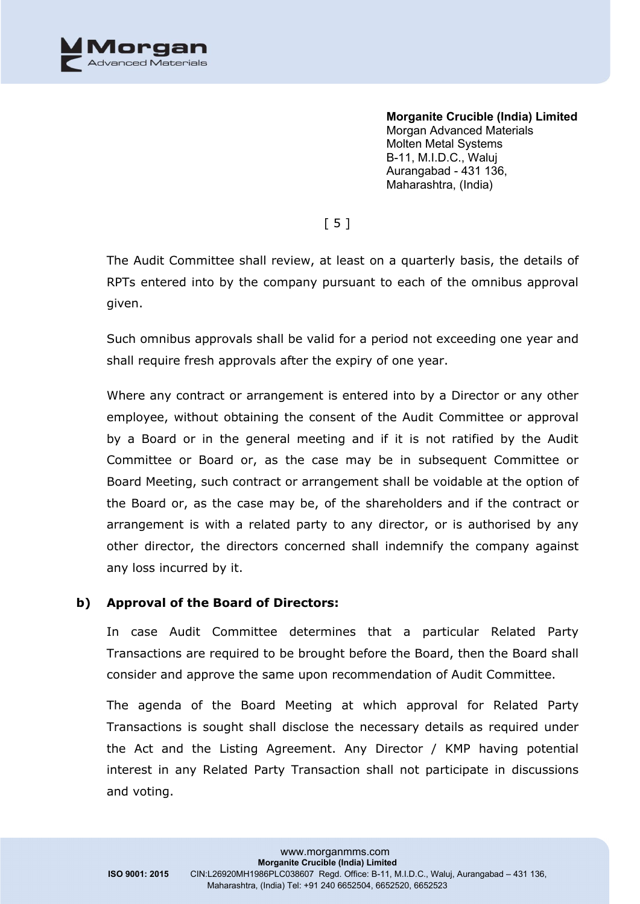The Audit Committee shall review, at least on a quarterly basis, the details of RPTs entered into by the company pursuant to each of the omnibus approval given.

Such omnibus approvals shall be valid for a period not exceeding one year and shall require fresh approvals after the expiry of one year.

Where any contract or arrangement is entered into by a Director or any other employee, without obtaining the consent of the Audit Committee or approval by a Board or in the general meeting and if it is not ratified by the Audit Committee or Board or, as the case may be in subsequent Committee or Board Meeting, such contract or arrangement shall be voidable at the option of the Board or, as the case may be, of the shareholders and if the contract or arrangement is with a related party to any director, or is authorised by any other director, the directors concerned shall indemnify the company against any loss incurred by it.

**b) Approval of the Board of Directors:**

In case Audit Committee determines that a particular Related Party Transactions are required to be brought before the Board, then the Board shall consider and approve the same upon recommendation of Audit Committee.

The agenda of the Board Meeting at which approval for Related Party Transactions is sought shall disclose the necessary details as required under the Act and the Listing Agreement. Any Director / KMP having potential interest in any Related Party Transaction shall not participate in discussions and voting.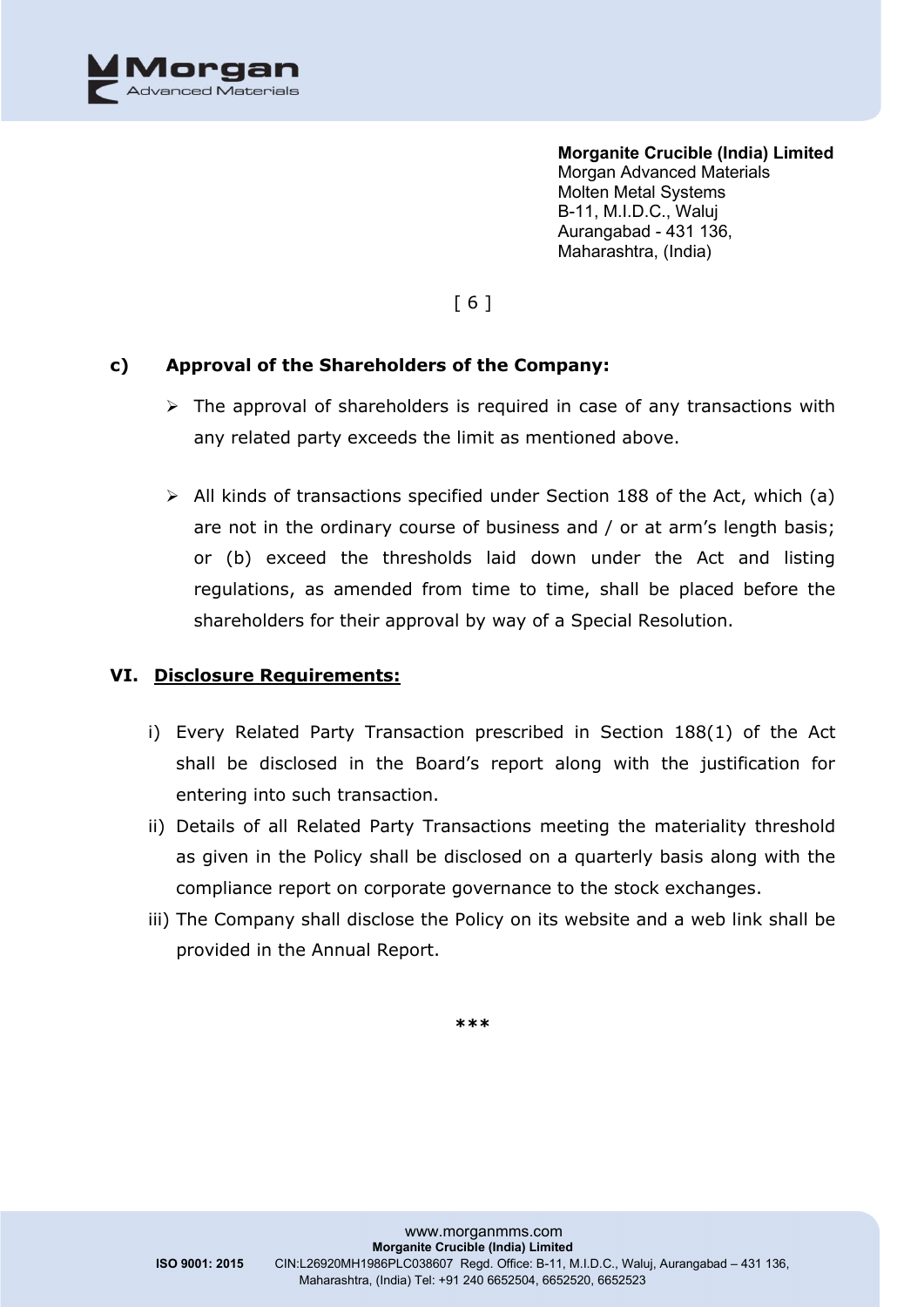**c) Approval of the Shareholders of the Company:**

- The approval of shareholders is required in case of any transactions with any related party exceeds the limit as mentioned above.

- All kinds of transactions specified under Section 188 of the Act, which (a) are not in the ordinary course of business and / or at arm's length basis; or (b) exceed the thresholds laid down under the Act and listing regulations, as amended from time to time, shall be placed before the shareholders for their approval by way of a Special Resolution.

## VI. Disclosure Requirements:

i) Every Related Party Transaction prescribed in Section 188(1) of the Act shall be disclosed in the Board's report along with the justification for entering into such transaction.

ii) Details of all Related Party Transactions meeting the materiality threshold as given in the Policy shall be disclosed on a quarterly basis along with the compliance report on corporate governance to the stock exchanges.

iii) The Company shall disclose the Policy on its website and a web link shall be provided in the Annual Report.

***